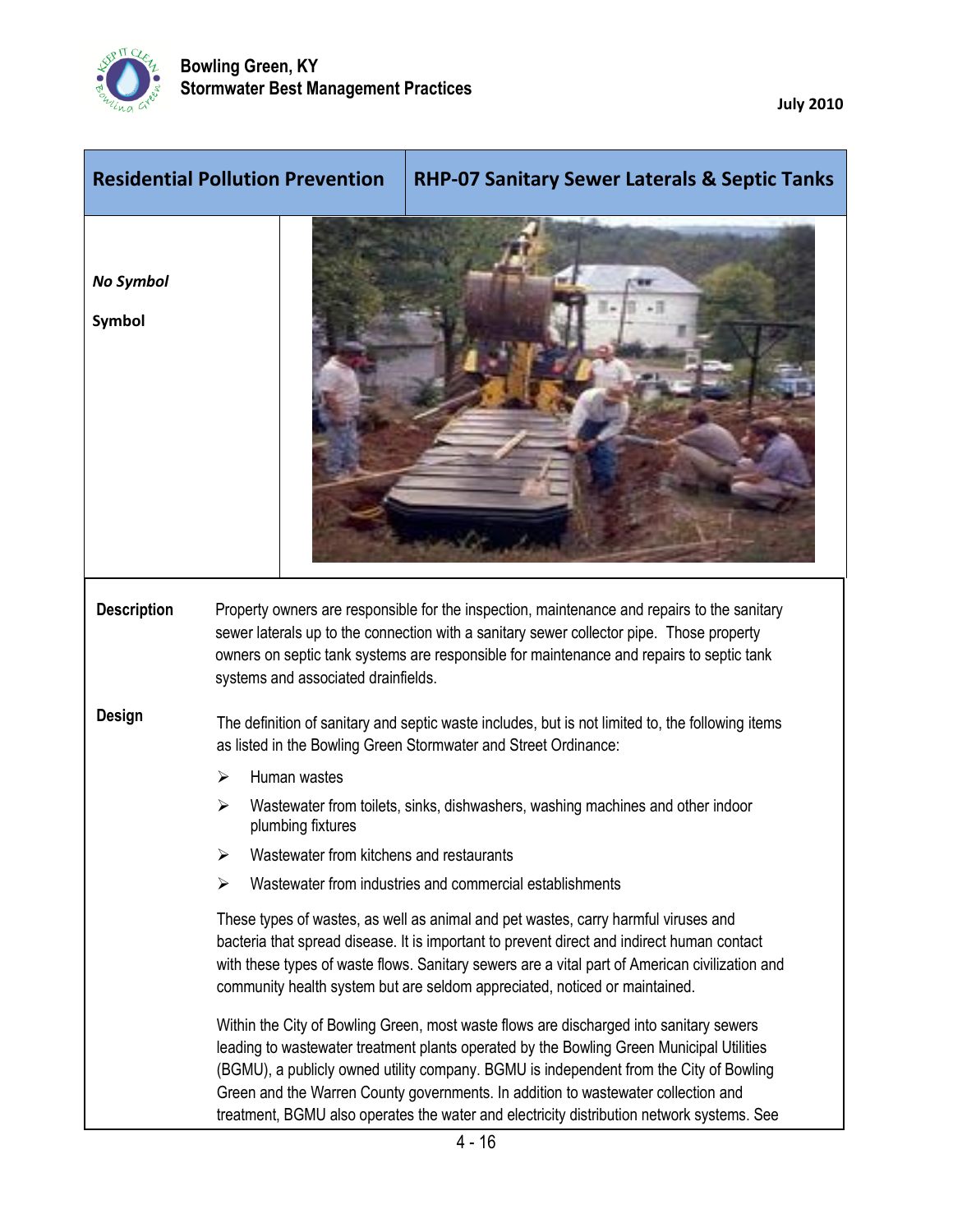| Residential Pollution Prevention | RHP-07 Sanitary Sewer Laterals & Septic Tanks |
| --- | --- |

*No Symbol*

**Symbol**

**Description**

Property owners are responsible for the inspection, maintenance and repairs to the sanitary sewer laterals up to the connection with a sanitary sewer collector pipe. Those property owners on septic tank systems are responsible for maintenance and repairs to septic tank systems and associated drainfields.

**Design**

The definition of sanitary and septic waste includes, but is not limited to, the following items as listed in the Bowling Green Stormwater and Street Ordinance:

- Human wastes
- Wastewater from toilets, sinks, dishwashers, washing machines and other indoor plumbing fixtures
- Wastewater from kitchens and restaurants
- Wastewater from industries and commercial establishments

These types of wastes, as well as animal and pet wastes, carry harmful viruses and bacteria that spread disease. It is important to prevent direct and indirect human contact with these types of waste flows. Sanitary sewers are a vital part of American civilization and community health system but are seldom appreciated, noticed or maintained.

Within the City of Bowling Green, most waste flows are discharged into sanitary sewers leading to wastewater treatment plants operated by the Bowling Green Municipal Utilities (BGMU), a publicly owned utility company. BGMU is independent from the City of Bowling Green and the Warren County governments. In addition to wastewater collection and treatment, BGMU also operates the water and electricity distribution network systems. See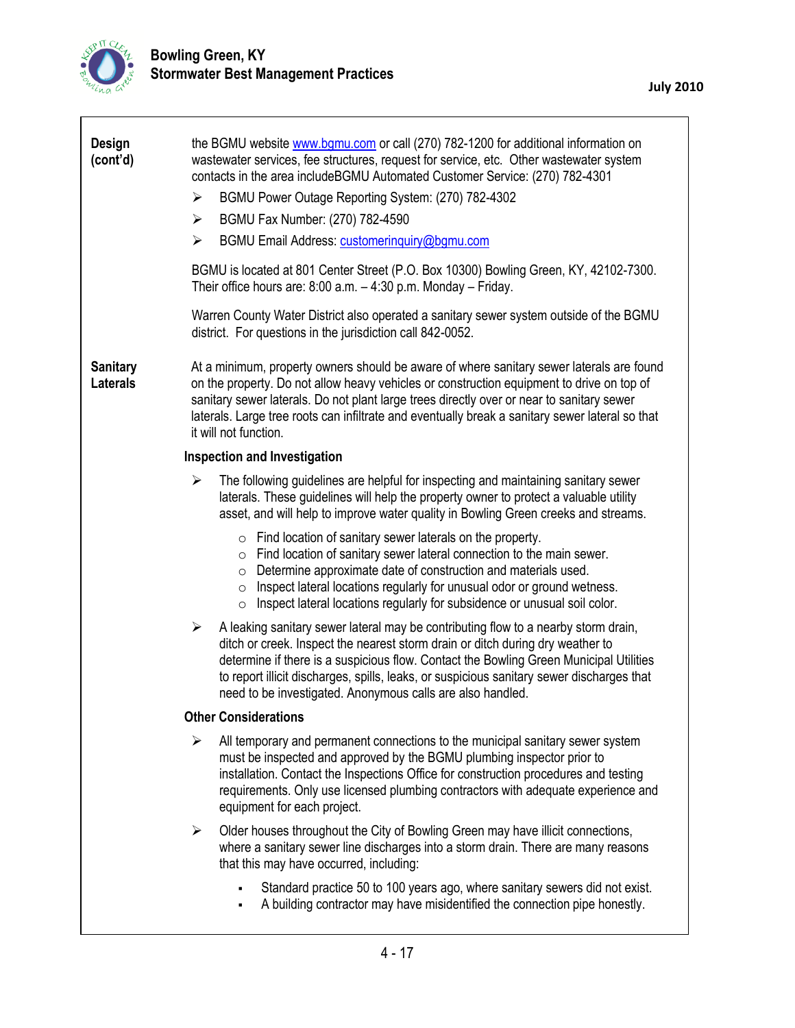**Design (cont'd)**

the BGMU website [www.bgmu.com](http://www.bgmu.com) or call (270) 782-1200 for additional information on wastewater services, fee structures, request for service, etc. Other wastewater system contacts in the area includeBGMU Automated Customer Service: (270) 782-4301

- BGMU Power Outage Reporting System: (270) 782-4302
- BGMU Fax Number: (270) 782-4590
- BGMU Email Address: [customerinquiry@bgmu.com](mailto:customerinquiry@bgmu.com)

BGMU is located at 801 Center Street (P.O. Box 10300) Bowling Green, KY, 42102-7300. Their office hours are: 8:00 a.m. – 4:30 p.m. Monday – Friday.

Warren County Water District also operated a sanitary sewer system outside of the BGMU district. For questions in the jurisdiction call 842-0052.

**Sanitary Laterals**

At a minimum, property owners should be aware of where sanitary sewer laterals are found on the property. Do not allow heavy vehicles or construction equipment to drive on top of sanitary sewer laterals. Do not plant large trees directly over or near to sanitary sewer laterals. Large tree roots can infiltrate and eventually break a sanitary sewer lateral so that it will not function.

**Inspection and Investigation**

- The following guidelines are helpful for inspecting and maintaining sanitary sewer laterals. These guidelines will help the property owner to protect a valuable utility asset, and will help to improve water quality in Bowling Green creeks and streams.
  - Find location of sanitary sewer laterals on the property.
  - Find location of sanitary sewer lateral connection to the main sewer.
  - Determine approximate date of construction and materials used.
  - Inspect lateral locations regularly for unusual odor or ground wetness.
  - Inspect lateral locations regularly for subsidence or unusual soil color.
- A leaking sanitary sewer lateral may be contributing flow to a nearby storm drain, ditch or creek. Inspect the nearest storm drain or ditch during dry weather to determine if there is a suspicious flow. Contact the Bowling Green Municipal Utilities to report illicit discharges, spills, leaks, or suspicious sanitary sewer discharges that need to be investigated. Anonymous calls are also handled.

**Other Considerations**

- All temporary and permanent connections to the municipal sanitary sewer system must be inspected and approved by the BGMU plumbing inspector prior to installation. Contact the Inspections Office for construction procedures and testing requirements. Only use licensed plumbing contractors with adequate experience and equipment for each project.
- Older houses throughout the City of Bowling Green may have illicit connections, where a sanitary sewer line discharges into a storm drain. There are many reasons that this may have occurred, including:
  - Standard practice 50 to 100 years ago, where sanitary sewers did not exist.
  - A building contractor may have misidentified the connection pipe honestly.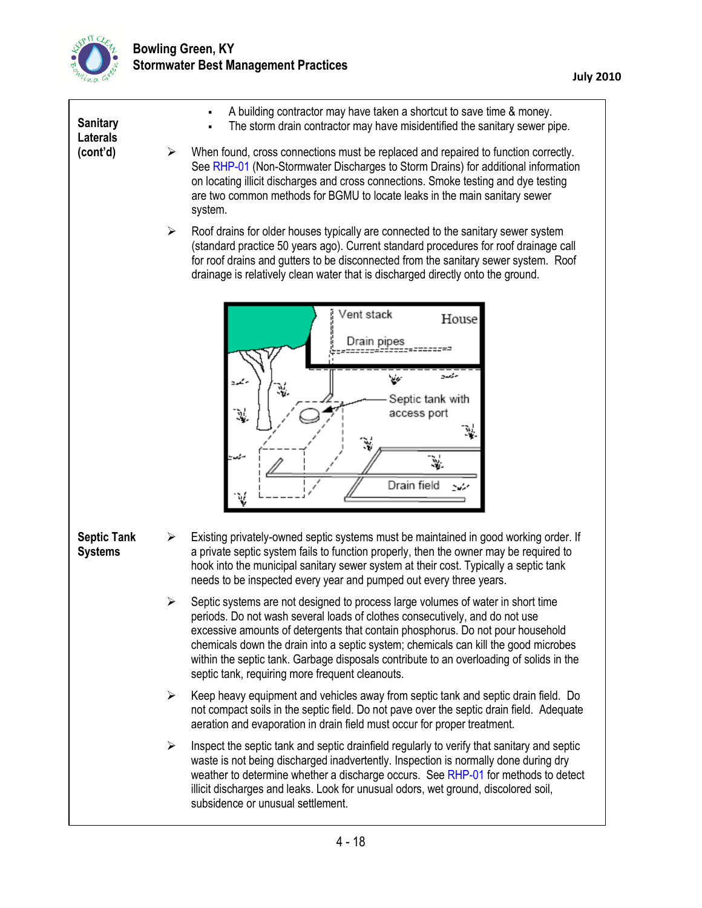**Sanitary Laterals (cont'd)**

- A building contractor may have taken a shortcut to save time & money.
- The storm drain contractor may have misidentified the sanitary sewer pipe.

- When found, cross connections must be replaced and repaired to function correctly. See RHP-01 (Non-Stormwater Discharges to Storm Drains) for additional information on locating illicit discharges and cross connections. Smoke testing and dye testing are two common methods for BGMU to locate leaks in the main sanitary sewer system.
- Roof drains for older houses typically are connected to the sanitary sewer system (standard practice 50 years ago). Current standard procedures for roof drainage call for roof drains and gutters to be disconnected from the sanitary sewer system. Roof drainage is relatively clean water that is discharged directly onto the ground.

**Septic Tank Systems**

- Existing privately-owned septic systems must be maintained in good working order. If a private septic system fails to function properly, then the owner may be required to hook into the municipal sanitary sewer system at their cost. Typically a septic tank needs to be inspected every year and pumped out every three years.
- Septic systems are not designed to process large volumes of water in short time periods. Do not wash several loads of clothes consecutively, and do not use excessive amounts of detergents that contain phosphorus. Do not pour household chemicals down the drain into a septic system; chemicals can kill the good microbes within the septic tank. Garbage disposals contribute to an overloading of solids in the septic tank, requiring more frequent cleanouts.
- Keep heavy equipment and vehicles away from septic tank and septic drain field. Do not compact soils in the septic field. Do not pave over the septic drain field. Adequate aeration and evaporation in drain field must occur for proper treatment.
- Inspect the septic tank and septic drainfield regularly to verify that sanitary and septic waste is not being discharged inadvertently. Inspection is normally done during dry weather to determine whether a discharge occurs. See RHP-01 for methods to detect illicit discharges and leaks. Look for unusual odors, wet ground, discolored soil, subsidence or unusual settlement.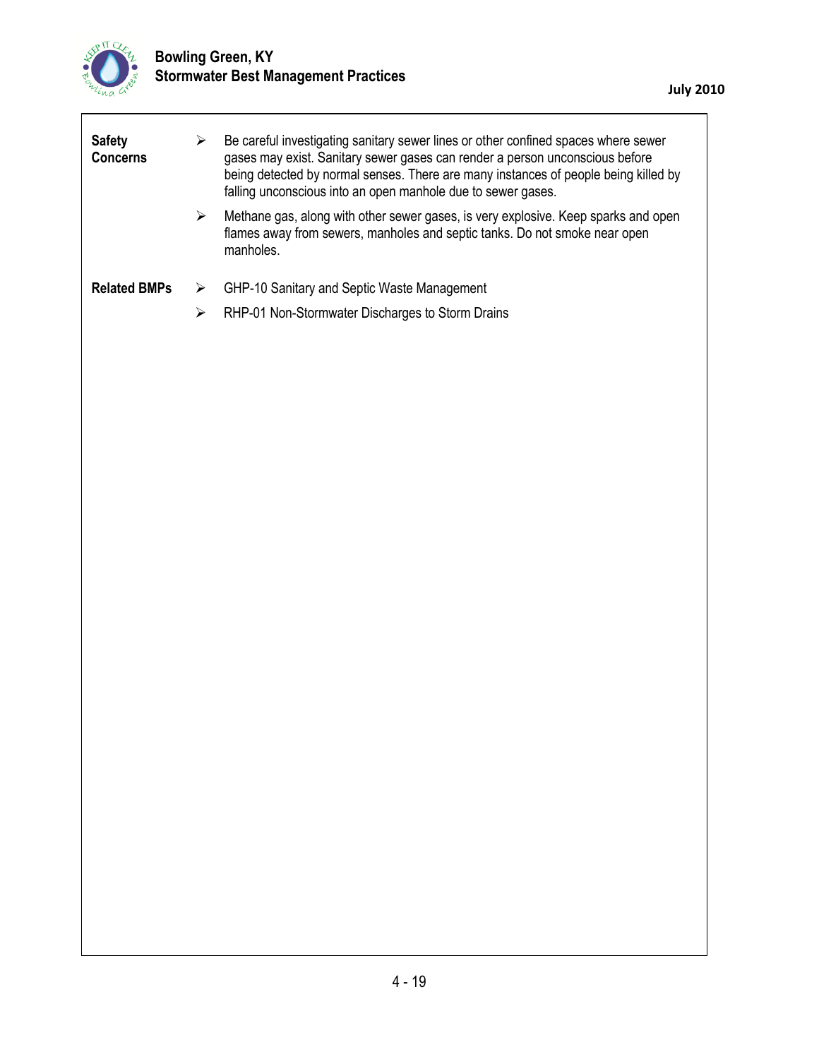**Safety Concerns**

- Be careful investigating sanitary sewer lines or other confined spaces where sewer gases may exist. Sanitary sewer gases can render a person unconscious before being detected by normal senses. There are many instances of people being killed by falling unconscious into an open manhole due to sewer gases.
- Methane gas, along with other sewer gases, is very explosive. Keep sparks and open flames away from sewers, manholes and septic tanks. Do not smoke near open manholes.

**Related BMPs**

- GHP-10 Sanitary and Septic Waste Management
- RHP-01 Non-Stormwater Discharges to Storm Drains